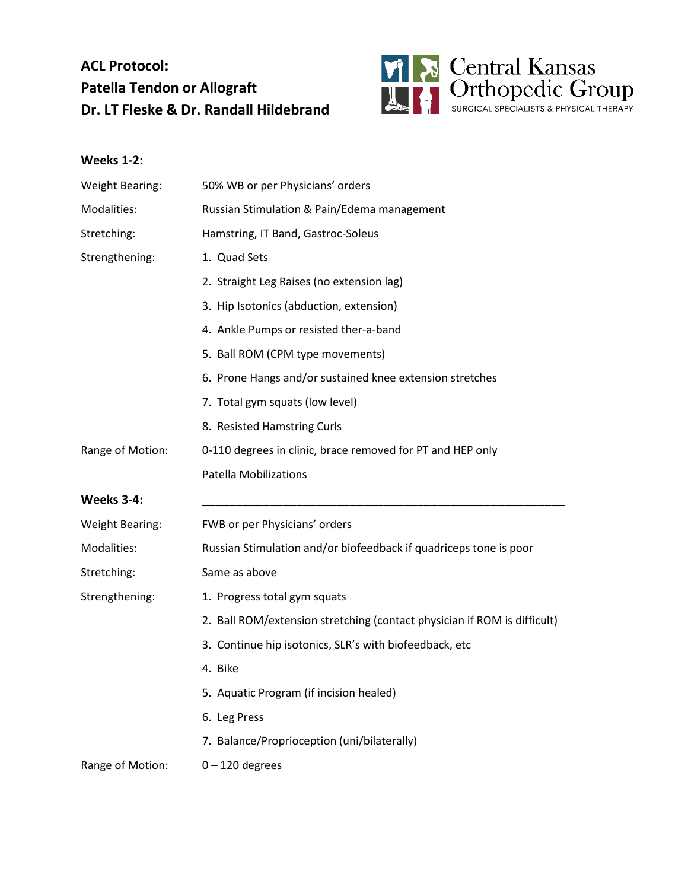# ACL Protocol:
# Patella Tendon or Allograft
# Dr. LT Fleske & Dr. Randall Hildebrand

Central Kansas Orthopedic Group
SURGICAL SPECIALISTS & PHYSICAL THERAPY

**Weeks 1-2:**

| | |
|---|---|
| Weight Bearing: | 50% WB or per Physicians' orders |
| Modalities: | Russian Stimulation & Pain/Edema management |
| Stretching: | Hamstring, IT Band, Gastroc-Soleus |
| Strengthening: | 1. Quad Sets |
| | 2. Straight Leg Raises (no extension lag) |
| | 3. Hip Isotonics (abduction, extension) |
| | 4. Ankle Pumps or resisted ther-a-band |
| | 5. Ball ROM (CPM type movements) |
| | 6. Prone Hangs and/or sustained knee extension stretches |
| | 7. Total gym squats (low level) |
| | 8. Resisted Hamstring Curls |
| Range of Motion: | 0-110 degrees in clinic, brace removed for PT and HEP only |
| | Patella Mobilizations |

**Weeks 3-4:**

| | |
|---|---|
| Weight Bearing: | FWB or per Physicians' orders |
| Modalities: | Russian Stimulation and/or biofeedback if quadriceps tone is poor |
| Stretching: | Same as above |
| Strengthening: | 1. Progress total gym squats |
| | 2. Ball ROM/extension stretching (contact physician if ROM is difficult) |
| | 3. Continue hip isotonics, SLR's with biofeedback, etc |
| | 4. Bike |
| | 5. Aquatic Program (if incision healed) |
| | 6. Leg Press |
| | 7. Balance/Proprioception (uni/bilaterally) |
| Range of Motion: | 0 – 120 degrees |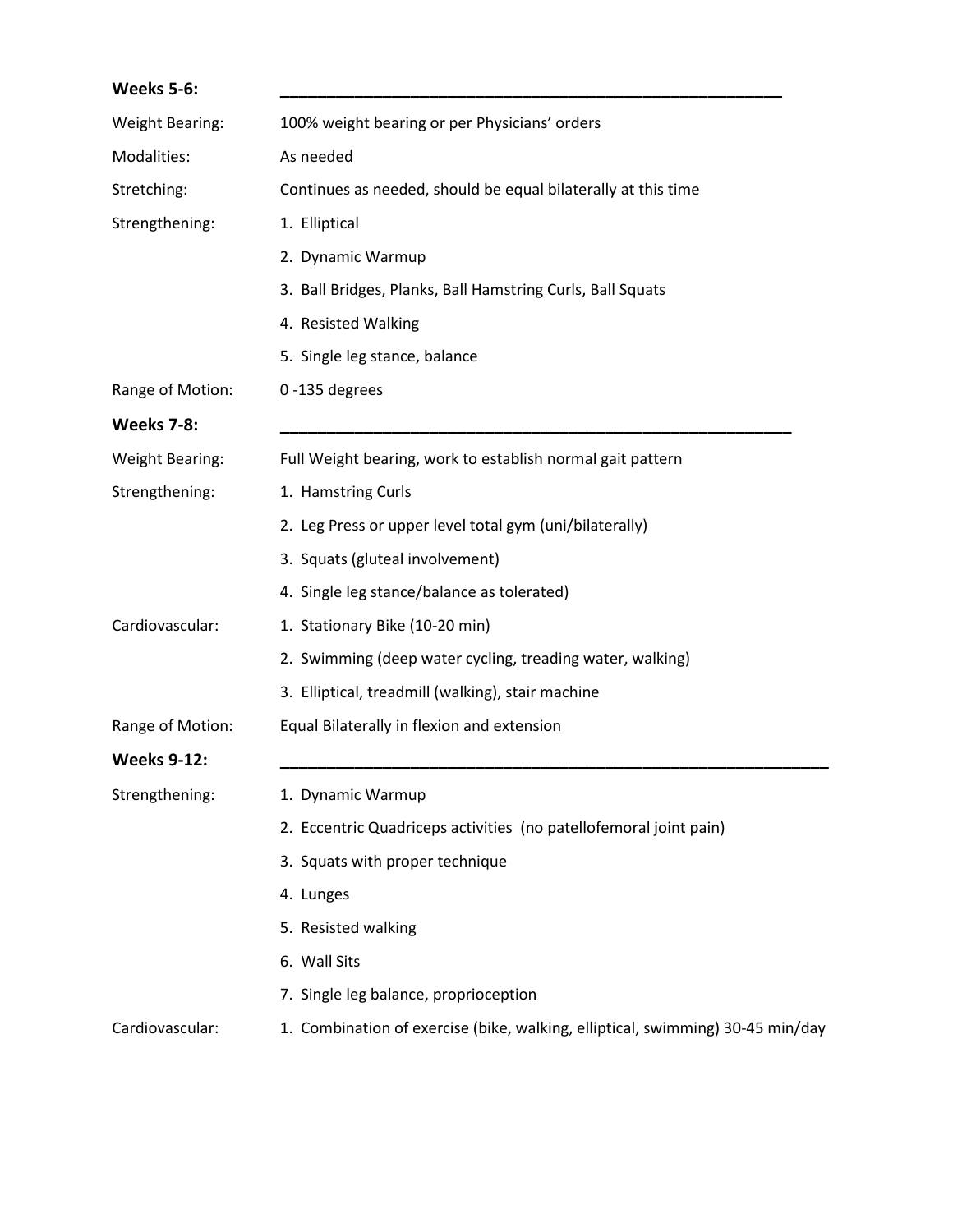**Weeks 5-6:**

Weight Bearing: 100% weight bearing or per Physicians' orders

Modalities: As needed

Stretching: Continues as needed, should be equal bilaterally at this time

Strengthening:

1. Elliptical
2. Dynamic Warmup
3. Ball Bridges, Planks, Ball Hamstring Curls, Ball Squats
4. Resisted Walking
5. Single leg stance, balance

Range of Motion: 0 -135 degrees

**Weeks 7-8:**

Weight Bearing: Full Weight bearing, work to establish normal gait pattern

Strengthening:

1. Hamstring Curls
2. Leg Press or upper level total gym (uni/bilaterally)
3. Squats (gluteal involvement)
4. Single leg stance/balance as tolerated)

Cardiovascular:

1. Stationary Bike (10-20 min)
2. Swimming (deep water cycling, treading water, walking)
3. Elliptical, treadmill (walking), stair machine

Range of Motion: Equal Bilaterally in flexion and extension

**Weeks 9-12:**

Strengthening:

1. Dynamic Warmup
2. Eccentric Quadriceps activities (no patellofemoral joint pain)
3. Squats with proper technique
4. Lunges
5. Resisted walking
6. Wall Sits
7. Single leg balance, proprioception

Cardiovascular:

1. Combination of exercise (bike, walking, elliptical, swimming) 30-45 min/day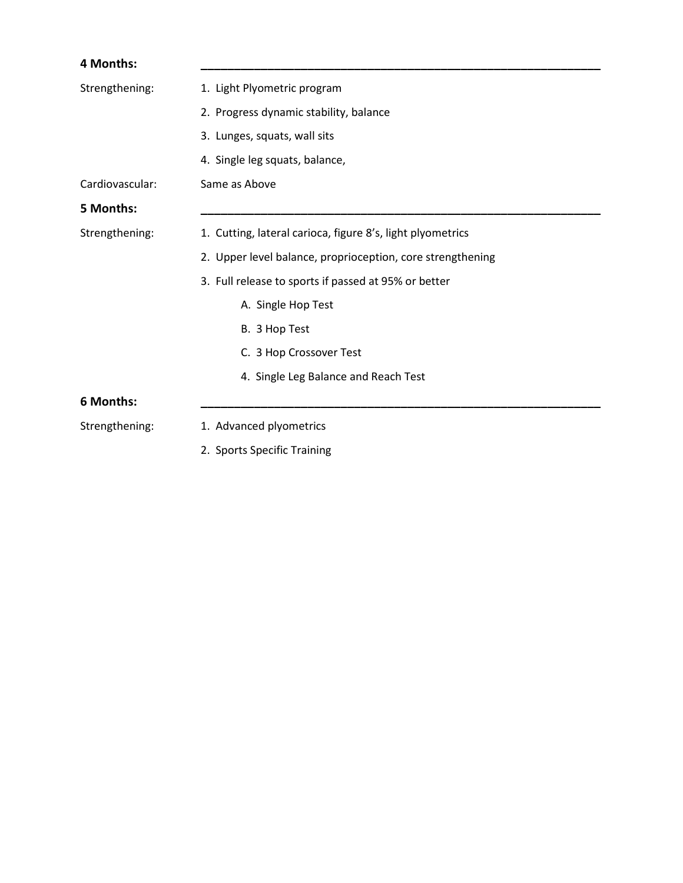**4 Months:**

Strengthening:

1. Light Plyometric program
2. Progress dynamic stability, balance
3. Lunges, squats, wall sits
4. Single leg squats, balance,

Cardiovascular: Same as Above

**5 Months:**

Strengthening:

1. Cutting, lateral carioca, figure 8's, light plyometrics
2. Upper level balance, proprioception, core strengthening
3. Full release to sports if passed at 95% or better
    - A. Single Hop Test
    - B. 3 Hop Test
    - C. 3 Hop Crossover Test
    - 4. Single Leg Balance and Reach Test

**6 Months:**

Strengthening:

1. Advanced plyometrics
2. Sports Specific Training